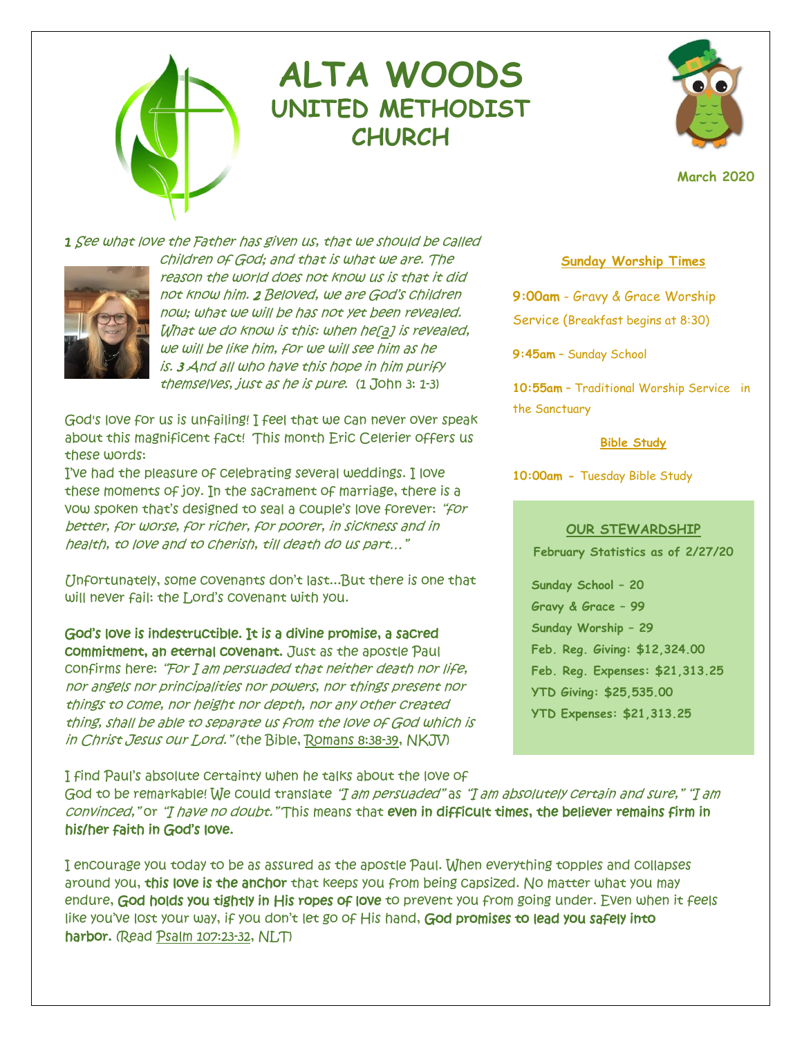# ALTA WOODS
## UNITED METHODIST CHURCH

March 2020

**1** *See what love the Father has given us, that we should be called children of God; and that is what we are. The reason the world does not know us is that it did not know him.* **2** *Beloved, we are God's children now; what we will be has not yet been revealed. What we do know is this: when he[a] is revealed, we will be like him, for we will see him as he is.* **3** *And all who have this hope in him purify themselves, just as he is pure.* (1 John 3: 1-3)

God's love for us is unfailing! I feel that we can never over speak about this magnificent fact! This month Eric Celerier offers us these words:

I've had the pleasure of celebrating several weddings. I love these moments of joy. In the sacrament of marriage, there is a vow spoken that's designed to seal a couple's love forever: *"for better, for worse, for richer, for poorer, in sickness and in health, to love and to cherish, till death do us part…"*

Unfortunately, some covenants don't last…But there is one that will never fail: the Lord's covenant with you.

**God's love is indestructible. It is a divine promise, a sacred commitment, an eternal covenant.** Just as the apostle Paul confirms here: *"For I am persuaded that neither death nor life, nor angels nor principalities nor powers, nor things present nor things to come, nor height nor depth, nor any other created thing, shall be able to separate us from the love of God which is in Christ Jesus our Lord."* (the Bible, Romans 8:38-39, NKJV)

I find Paul's absolute certainty when he talks about the love of God to be remarkable! We could translate *"I am persuaded"* as *"I am absolutely certain and sure," "I am convinced,"* or *"I have no doubt."* This means that **even in difficult times, the believer remains firm in his/her faith in God's love.**

I encourage you today to be as assured as the apostle Paul. When everything topples and collapses around you, **this love is the anchor** that keeps you from being capsized. No matter what you may endure, **God holds you tightly in His ropes of love** to prevent you from going under. Even when it feels like you've lost your way, if you don't let go of His hand, **God promises to lead you safely into harbor.** (Read Psalm 107:23-32, NLT)

### Sunday Worship Times

**9:00am** - Gravy & Grace Worship Service (Breakfast begins at 8:30)

**9:45am** – Sunday School

**10:55am** – Traditional Worship Service in the Sanctuary

### Bible Study

**10:00am** - Tuesday Bible Study

### OUR STEWARDSHIP

**February Statistics as of 2/27/20**

**Sunday School – 20**
**Gravy & Grace – 99**
**Sunday Worship – 29**
**Feb. Reg. Giving: $12,324.00**
**Feb. Reg. Expenses: $21,313.25**
**YTD Giving: $25,535.00**
**YTD Expenses: $21,313.25**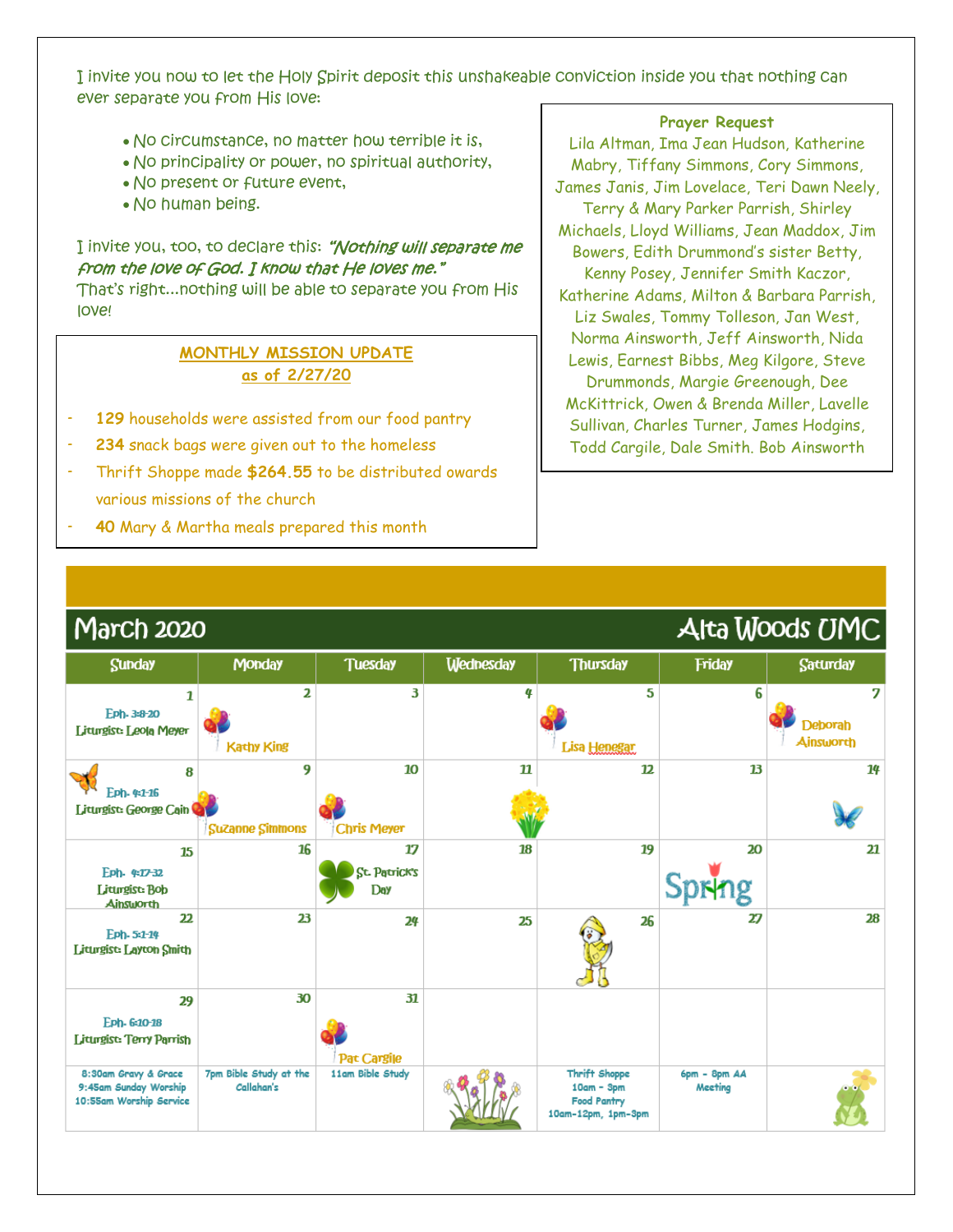I invite you now to let the Holy Spirit deposit this unshakeable conviction inside you that nothing can ever separate you from His love:

- No circumstance, no matter how terrible it is,
- No principality or power, no spiritual authority,
- No present or future event,
- No human being.

I invite you, too, to declare this: *"Nothing will separate me from the love of God. I know that He loves me."*
That's right…nothing will be able to separate you from His love!

**Prayer Request**

Lila Altman, Ima Jean Hudson, Katherine Mabry, Tiffany Simmons, Cory Simmons, James Janis, Jim Lovelace, Teri Dawn Neely, Terry & Mary Parker Parrish, Shirley Michaels, Lloyd Williams, Jean Maddox, Jim Bowers, Edith Drummond's sister Betty, Kenny Posey, Jennifer Smith Kaczor, Katherine Adams, Milton & Barbara Parrish, Liz Swales, Tommy Tolleson, Jan West, Norma Ainsworth, Jeff Ainsworth, Nida Lewis, Earnest Bibbs, Meg Kilgore, Steve Drummonds, Margie Greenough, Dee McKittrick, Owen & Brenda Miller, Lavelle Sullivan, Charles Turner, James Hodgins, Todd Cargile, Dale Smith. Bob Ainsworth

**MONTHLY MISSION UPDATE**
**as of 2/27/20**

- **129** households were assisted from our food pantry
- **234** snack bags were given out to the homeless
- Thrift Shoppe made **$264.55** to be distributed owards various missions of the church
- **40** Mary & Martha meals prepared this month

## March 2020 — Alta Woods UMC

| Sunday | Monday | Tuesday | Wednesday | Thursday | Friday | Saturday |
|---|---|---|---|---|---|---|
| 1 Eph. 3:8-20 Liturgist: Leola Meyer | 2 Kathy King | 3 | 4 | 5 Lisa Henegar | 6 | 7 Deborah Ainsworth |
| 8 Eph. 4:1-16 Liturgist: George Cain | 9 Suzanne Simmons | 10 Chris Meyer | 11 | 12 | 13 | 14 |
| 15 Eph. 4:17-32 Liturgist: Bob Ainsworth | 16 | 17 St. Patrick's Day | 18 | 19 | 20 Spring | 21 |
| 22 Eph. 5:1-14 Liturgist: Layton Smith | 23 | 24 | 25 | 26 | 27 | 28 |
| 29 Eph. 6:10-18 Liturgist: Terry Parrish | 30 | 31 Pat Cargile | | | | |
| 8:30am Gravy & Grace 9:45am Sunday Worship 10:55am Worship Service | 7pm Bible Study at the Callahan's | 11am Bible Study | | Thrift Shoppe 10am - 3pm Food Pantry 10am-12pm, 1pm-3pm | 6pm - 8pm AA Meeting | |